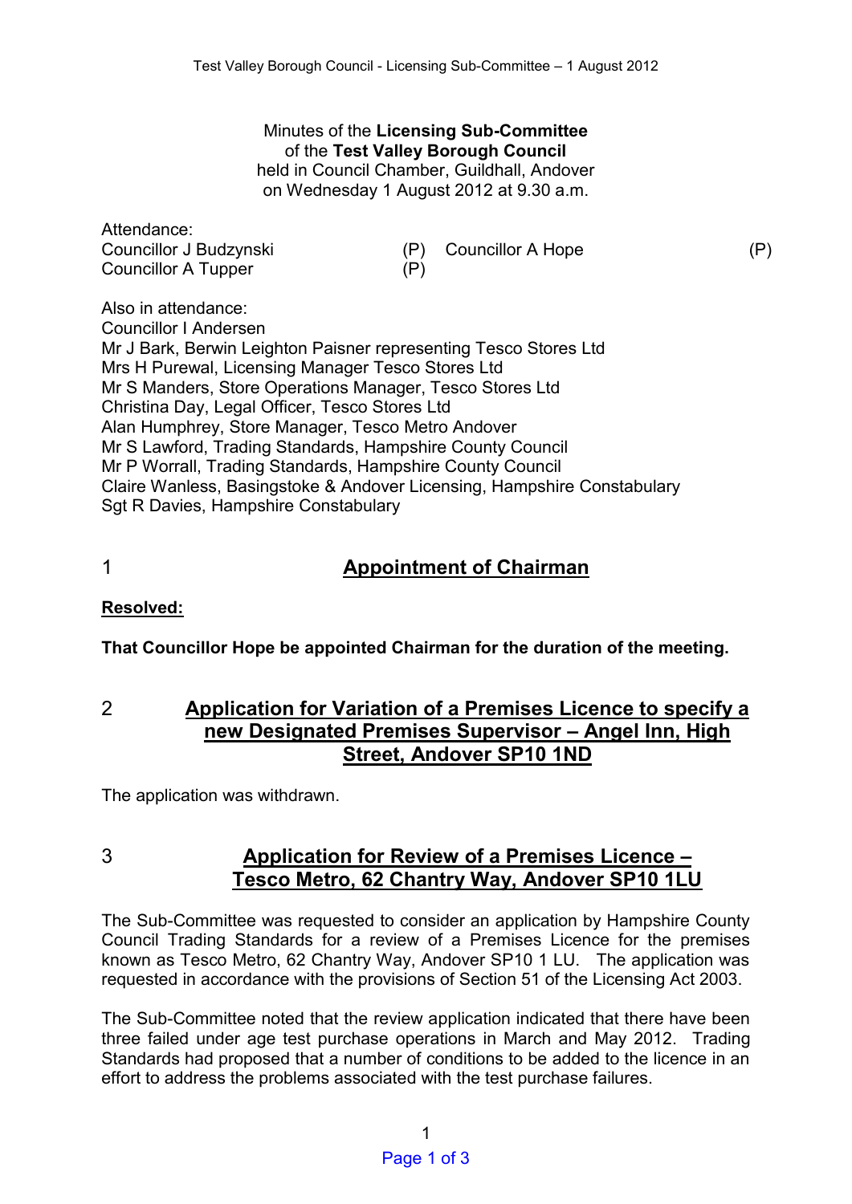Minutes of the **Licensing Sub-Committee**
of the **Test Valley Borough Council**
held in Council Chamber, Guildhall, Andover
on Wednesday 1 August 2012 at 9.30 a.m.

Attendance:

| | | | |
|---|---|---|---|
| Councillor J Budzynski | (P) | Councillor A Hope | (P) |
| Councillor A Tupper | (P) | | |

Also in attendance:
Councillor I Andersen
Mr J Bark, Berwin Leighton Paisner representing Tesco Stores Ltd
Mrs H Purewal, Licensing Manager Tesco Stores Ltd
Mr S Manders, Store Operations Manager, Tesco Stores Ltd
Christina Day, Legal Officer, Tesco Stores Ltd
Alan Humphrey, Store Manager, Tesco Metro Andover
Mr S Lawford, Trading Standards, Hampshire County Council
Mr P Worrall, Trading Standards, Hampshire County Council
Claire Wanless, Basingstoke & Andover Licensing, Hampshire Constabulary
Sgt R Davies, Hampshire Constabulary

## 1 Appointment of Chairman

**Resolved:**

**That Councillor Hope be appointed Chairman for the duration of the meeting.**

## 2 Application for Variation of a Premises Licence to specify a new Designated Premises Supervisor – Angel Inn, High Street, Andover SP10 1ND

The application was withdrawn.

## 3 Application for Review of a Premises Licence – Tesco Metro, 62 Chantry Way, Andover SP10 1LU

The Sub-Committee was requested to consider an application by Hampshire County Council Trading Standards for a review of a Premises Licence for the premises known as Tesco Metro, 62 Chantry Way, Andover SP10 1 LU. The application was requested in accordance with the provisions of Section 51 of the Licensing Act 2003.

The Sub-Committee noted that the review application indicated that there have been three failed under age test purchase operations in March and May 2012. Trading Standards had proposed that a number of conditions to be added to the licence in an effort to address the problems associated with the test purchase failures.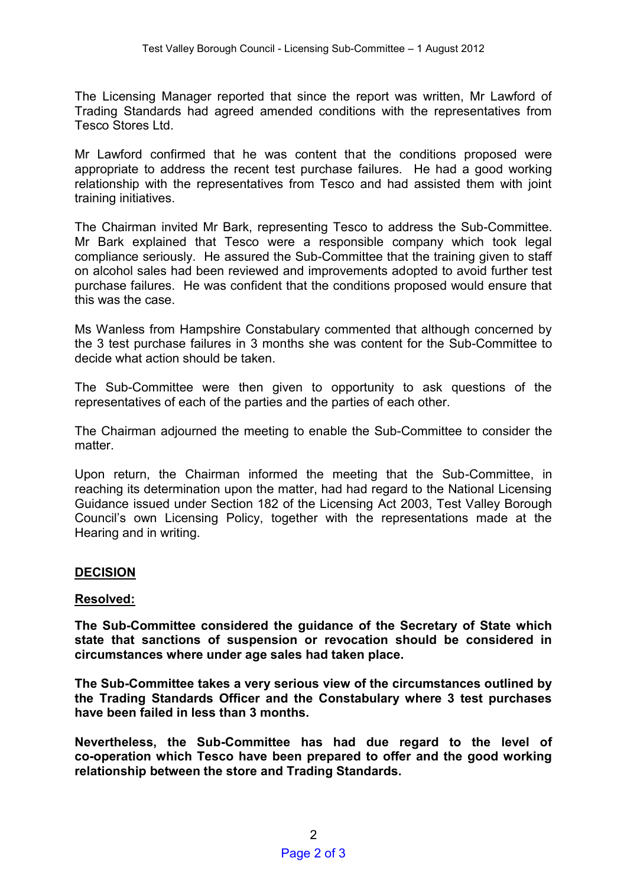The Licensing Manager reported that since the report was written, Mr Lawford of Trading Standards had agreed amended conditions with the representatives from Tesco Stores Ltd.

Mr Lawford confirmed that he was content that the conditions proposed were appropriate to address the recent test purchase failures. He had a good working relationship with the representatives from Tesco and had assisted them with joint training initiatives.

The Chairman invited Mr Bark, representing Tesco to address the Sub-Committee. Mr Bark explained that Tesco were a responsible company which took legal compliance seriously. He assured the Sub-Committee that the training given to staff on alcohol sales had been reviewed and improvements adopted to avoid further test purchase failures. He was confident that the conditions proposed would ensure that this was the case.

Ms Wanless from Hampshire Constabulary commented that although concerned by the 3 test purchase failures in 3 months she was content for the Sub-Committee to decide what action should be taken.

The Sub-Committee were then given to opportunity to ask questions of the representatives of each of the parties and the parties of each other.

The Chairman adjourned the meeting to enable the Sub-Committee to consider the matter.

Upon return, the Chairman informed the meeting that the Sub-Committee, in reaching its determination upon the matter, had had regard to the National Licensing Guidance issued under Section 182 of the Licensing Act 2003, Test Valley Borough Council's own Licensing Policy, together with the representations made at the Hearing and in writing.

## DECISION

**Resolved:**

**The Sub-Committee considered the guidance of the Secretary of State which state that sanctions of suspension or revocation should be considered in circumstances where under age sales had taken place.**

**The Sub-Committee takes a very serious view of the circumstances outlined by the Trading Standards Officer and the Constabulary where 3 test purchases have been failed in less than 3 months.**

**Nevertheless, the Sub-Committee has had due regard to the level of co-operation which Tesco have been prepared to offer and the good working relationship between the store and Trading Standards.**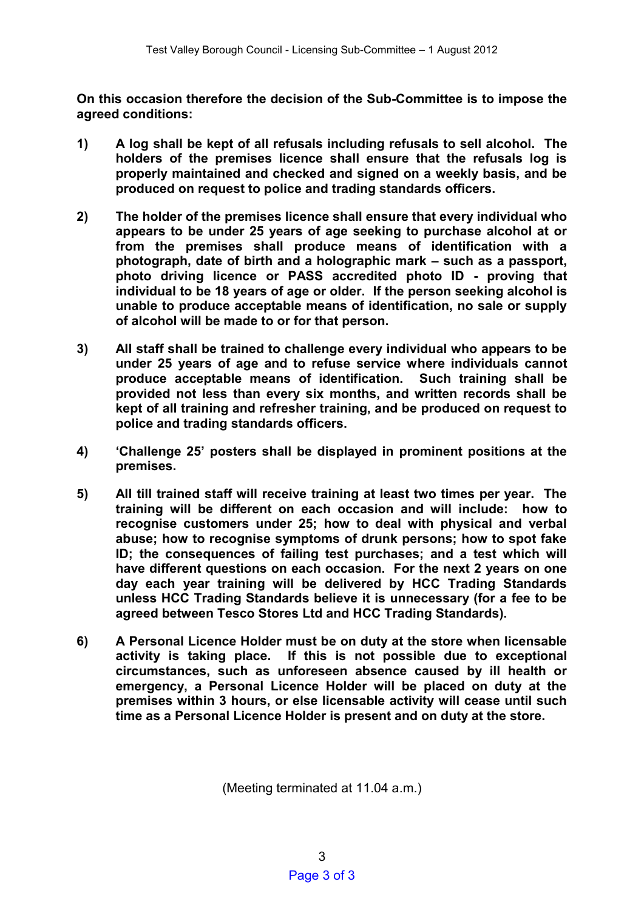**On this occasion therefore the decision of the Sub-Committee is to impose the agreed conditions:**

1) **A log shall be kept of all refusals including refusals to sell alcohol. The holders of the premises licence shall ensure that the refusals log is properly maintained and checked and signed on a weekly basis, and be produced on request to police and trading standards officers.**

2) **The holder of the premises licence shall ensure that every individual who appears to be under 25 years of age seeking to purchase alcohol at or from the premises shall produce means of identification with a photograph, date of birth and a holographic mark – such as a passport, photo driving licence or PASS accredited photo ID - proving that individual to be 18 years of age or older. If the person seeking alcohol is unable to produce acceptable means of identification, no sale or supply of alcohol will be made to or for that person.**

3) **All staff shall be trained to challenge every individual who appears to be under 25 years of age and to refuse service where individuals cannot produce acceptable means of identification. Such training shall be provided not less than every six months, and written records shall be kept of all training and refresher training, and be produced on request to police and trading standards officers.**

4) **'Challenge 25' posters shall be displayed in prominent positions at the premises.**

5) **All till trained staff will receive training at least two times per year. The training will be different on each occasion and will include: how to recognise customers under 25; how to deal with physical and verbal abuse; how to recognise symptoms of drunk persons; how to spot fake ID; the consequences of failing test purchases; and a test which will have different questions on each occasion. For the next 2 years on one day each year training will be delivered by HCC Trading Standards unless HCC Trading Standards believe it is unnecessary (for a fee to be agreed between Tesco Stores Ltd and HCC Trading Standards).**

6) **A Personal Licence Holder must be on duty at the store when licensable activity is taking place. If this is not possible due to exceptional circumstances, such as unforeseen absence caused by ill health or emergency, a Personal Licence Holder will be placed on duty at the premises within 3 hours, or else licensable activity will cease until such time as a Personal Licence Holder is present and on duty at the store.**

(Meeting terminated at 11.04 a.m.)